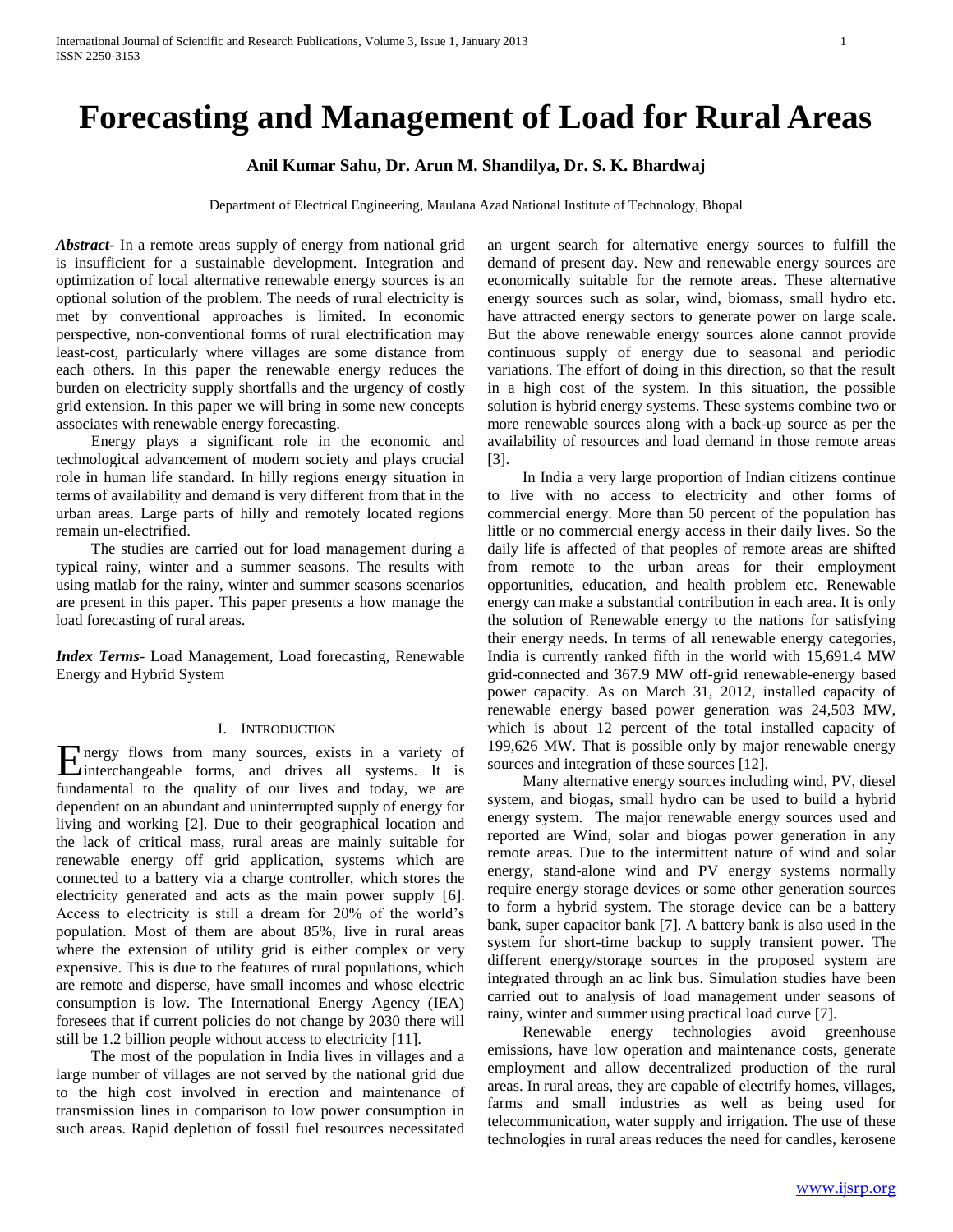# Forecasting and Management of Load for Rural Areas

**Anil Kumar Sahu, Dr. Arun M. Shandilya, Dr. S. K. Bhardwaj**

Department of Electrical Engineering, Maulana Azad National Institute of Technology, Bhopal

***Abstract***- In a remote areas supply of energy from national grid is insufficient for a sustainable development. Integration and optimization of local alternative renewable energy sources is an optional solution of the problem. The needs of rural electricity is met by conventional approaches is limited. In economic perspective, non-conventional forms of rural electrification may least-cost, particularly where villages are some distance from each others. In this paper the renewable energy reduces the burden on electricity supply shortfalls and the urgency of costly grid extension. In this paper we will bring in some new concepts associates with renewable energy forecasting.

Energy plays a significant role in the economic and technological advancement of modern society and plays crucial role in human life standard. In hilly regions energy situation in terms of availability and demand is very different from that in the urban areas. Large parts of hilly and remotely located regions remain un-electrified.

The studies are carried out for load management during a typical rainy, winter and a summer seasons. The results with using matlab for the rainy, winter and summer seasons scenarios are present in this paper. This paper presents a how manage the load forecasting of rural areas.

***Index Terms***- Load Management, Load forecasting, Renewable Energy and Hybrid System

## I. Introduction

Energy flows from many sources, exists in a variety of interchangeable forms, and drives all systems. It is fundamental to the quality of our lives and today, we are dependent on an abundant and uninterrupted supply of energy for living and working [2]. Due to their geographical location and the lack of critical mass, rural areas are mainly suitable for renewable energy off grid application, systems which are connected to a battery via a charge controller, which stores the electricity generated and acts as the main power supply [6]. Access to electricity is still a dream for 20% of the world's population. Most of them are about 85%, live in rural areas where the extension of utility grid is either complex or very expensive. This is due to the features of rural populations, which are remote and disperse, have small incomes and whose electric consumption is low. The International Energy Agency (IEA) foresees that if current policies do not change by 2030 there will still be 1.2 billion people without access to electricity [11].

The most of the population in India lives in villages and a large number of villages are not served by the national grid due to the high cost involved in erection and maintenance of transmission lines in comparison to low power consumption in such areas. Rapid depletion of fossil fuel resources necessitated an urgent search for alternative energy sources to fulfill the demand of present day. New and renewable energy sources are economically suitable for the remote areas. These alternative energy sources such as solar, wind, biomass, small hydro etc. have attracted energy sectors to generate power on large scale. But the above renewable energy sources alone cannot provide continuous supply of energy due to seasonal and periodic variations. The effort of doing in this direction, so that the result in a high cost of the system. In this situation, the possible solution is hybrid energy systems. These systems combine two or more renewable sources along with a back-up source as per the availability of resources and load demand in those remote areas [3].

In India a very large proportion of Indian citizens continue to live with no access to electricity and other forms of commercial energy. More than 50 percent of the population has little or no commercial energy access in their daily lives. So the daily life is affected of that peoples of remote areas are shifted from remote to the urban areas for their employment opportunities, education, and health problem etc. Renewable energy can make a substantial contribution in each area. It is only the solution of Renewable energy to the nations for satisfying their energy needs. In terms of all renewable energy categories, India is currently ranked fifth in the world with 15,691.4 MW grid-connected and 367.9 MW off-grid renewable-energy based power capacity. As on March 31, 2012, installed capacity of renewable energy based power generation was 24,503 MW, which is about 12 percent of the total installed capacity of 199,626 MW. That is possible only by major renewable energy sources and integration of these sources [12].

Many alternative energy sources including wind, PV, diesel system, and biogas, small hydro can be used to build a hybrid energy system. The major renewable energy sources used and reported are Wind, solar and biogas power generation in any remote areas. Due to the intermittent nature of wind and solar energy, stand-alone wind and PV energy systems normally require energy storage devices or some other generation sources to form a hybrid system. The storage device can be a battery bank, super capacitor bank [7]. A battery bank is also used in the system for short-time backup to supply transient power. The different energy/storage sources in the proposed system are integrated through an ac link bus. Simulation studies have been carried out to analysis of load management under seasons of rainy, winter and summer using practical load curve [7].

Renewable energy technologies avoid greenhouse emissions**,** have low operation and maintenance costs, generate employment and allow decentralized production of the rural areas. In rural areas, they are capable of electrify homes, villages, farms and small industries as well as being used for telecommunication, water supply and irrigation. The use of these technologies in rural areas reduces the need for candles, kerosene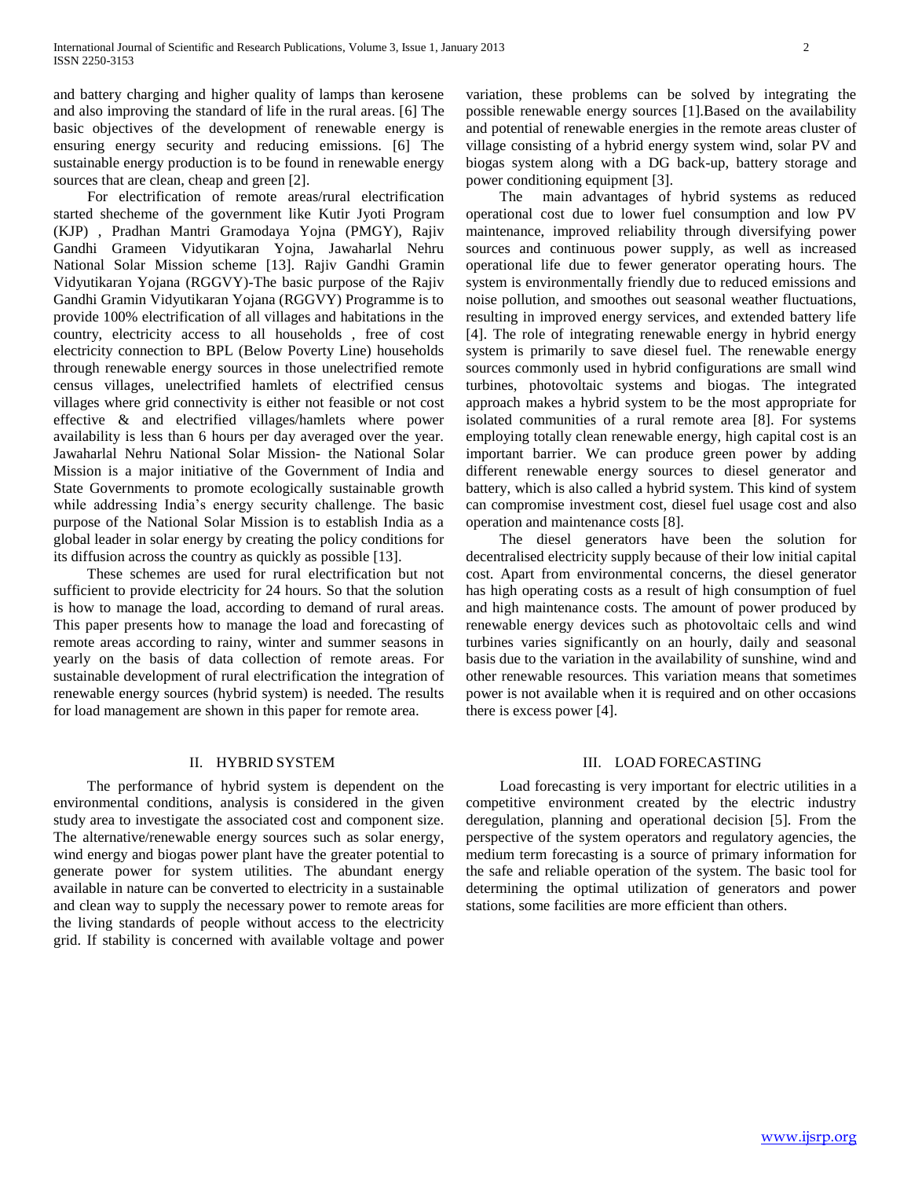and battery charging and higher quality of lamps than kerosene and also improving the standard of life in the rural areas. [6] The basic objectives of the development of renewable energy is ensuring energy security and reducing emissions. [6] The sustainable energy production is to be found in renewable energy sources that are clean, cheap and green [2].

For electrification of remote areas/rural electrification started shecheme of the government like Kutir Jyoti Program (KJP) , Pradhan Mantri Gramodaya Yojna (PMGY), Rajiv Gandhi Grameen Vidyutikaran Yojna, Jawaharlal Nehru National Solar Mission scheme [13]. Rajiv Gandhi Gramin Vidyutikaran Yojana (RGGVY)-The basic purpose of the Rajiv Gandhi Gramin Vidyutikaran Yojana (RGGVY) Programme is to provide 100% electrification of all villages and habitations in the country, electricity access to all households , free of cost electricity connection to BPL (Below Poverty Line) households through renewable energy sources in those unelectrified remote census villages, unelectrified hamlets of electrified census villages where grid connectivity is either not feasible or not cost effective & and electrified villages/hamlets where power availability is less than 6 hours per day averaged over the year. Jawaharlal Nehru National Solar Mission- the National Solar Mission is a major initiative of the Government of India and State Governments to promote ecologically sustainable growth while addressing India's energy security challenge. The basic purpose of the National Solar Mission is to establish India as a global leader in solar energy by creating the policy conditions for its diffusion across the country as quickly as possible [13].

These schemes are used for rural electrification but not sufficient to provide electricity for 24 hours. So that the solution is how to manage the load, according to demand of rural areas. This paper presents how to manage the load and forecasting of remote areas according to rainy, winter and summer seasons in yearly on the basis of data collection of remote areas. For sustainable development of rural electrification the integration of renewable energy sources (hybrid system) is needed. The results for load management are shown in this paper for remote area.

## II. Hybrid System

The performance of hybrid system is dependent on the environmental conditions, analysis is considered in the given study area to investigate the associated cost and component size. The alternative/renewable energy sources such as solar energy, wind energy and biogas power plant have the greater potential to generate power for system utilities. The abundant energy available in nature can be converted to electricity in a sustainable and clean way to supply the necessary power to remote areas for the living standards of people without access to the electricity grid. If stability is concerned with available voltage and power variation, these problems can be solved by integrating the possible renewable energy sources [1].Based on the availability and potential of renewable energies in the remote areas cluster of village consisting of a hybrid energy system wind, solar PV and biogas system along with a DG back-up, battery storage and power conditioning equipment [3].

The main advantages of hybrid systems as reduced operational cost due to lower fuel consumption and low PV maintenance, improved reliability through diversifying power sources and continuous power supply, as well as increased operational life due to fewer generator operating hours. The system is environmentally friendly due to reduced emissions and noise pollution, and smoothes out seasonal weather fluctuations, resulting in improved energy services, and extended battery life [4]. The role of integrating renewable energy in hybrid energy system is primarily to save diesel fuel. The renewable energy sources commonly used in hybrid configurations are small wind turbines, photovoltaic systems and biogas. The integrated approach makes a hybrid system to be the most appropriate for isolated communities of a rural remote area [8]. For systems employing totally clean renewable energy, high capital cost is an important barrier. We can produce green power by adding different renewable energy sources to diesel generator and battery, which is also called a hybrid system. This kind of system can compromise investment cost, diesel fuel usage cost and also operation and maintenance costs [8].

The diesel generators have been the solution for decentralised electricity supply because of their low initial capital cost. Apart from environmental concerns, the diesel generator has high operating costs as a result of high consumption of fuel and high maintenance costs. The amount of power produced by renewable energy devices such as photovoltaic cells and wind turbines varies significantly on an hourly, daily and seasonal basis due to the variation in the availability of sunshine, wind and other renewable resources. This variation means that sometimes power is not available when it is required and on other occasions there is excess power [4].

## III. Load Forecasting

Load forecasting is very important for electric utilities in a competitive environment created by the electric industry deregulation, planning and operational decision [5]. From the perspective of the system operators and regulatory agencies, the medium term forecasting is a source of primary information for the safe and reliable operation of the system. The basic tool for determining the optimal utilization of generators and power stations, some facilities are more efficient than others.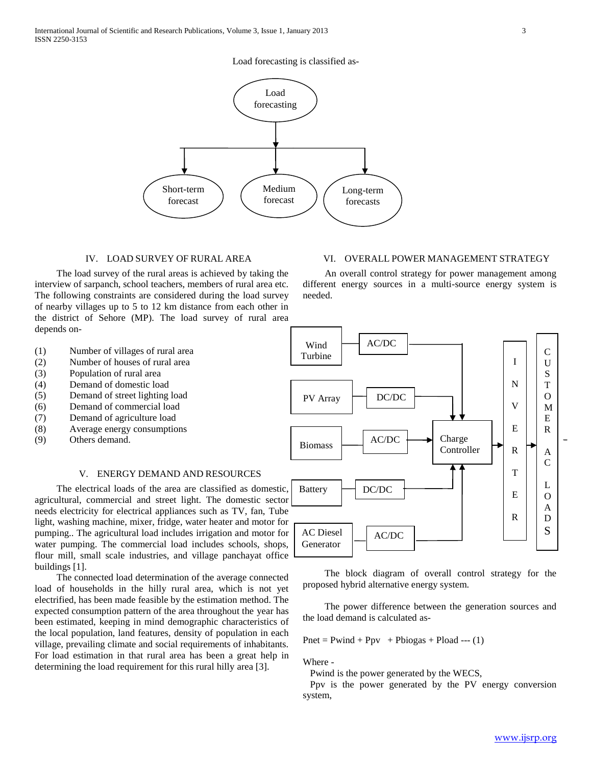Load forecasting is classified as-

Load forecasting → Short-term forecast, Medium forecast, Long-term forecasts

## IV. LOAD SURVEY OF RURAL AREA

The load survey of the rural areas is achieved by taking the interview of sarpanch, school teachers, members of rural area etc. The following constraints are considered during the load survey of nearby villages up to 5 to 12 km distance from each other in the district of Sehore (MP). The load survey of rural area depends on-

(1) Number of villages of rural area
(2) Number of houses of rural area
(3) Population of rural area
(4) Demand of domestic load
(5) Demand of street lighting load
(6) Demand of commercial load
(7) Demand of agriculture load
(8) Average energy consumptions
(9) Others demand.

## V. ENERGY DEMAND AND RESOURCES

The electrical loads of the area are classified as domestic, agricultural, commercial and street light. The domestic sector needs electricity for electrical appliances such as TV, fan, Tube light, washing machine, mixer, fridge, water heater and motor for pumping.. The agricultural load includes irrigation and motor for water pumping. The commercial load includes schools, shops, flour mill, small scale industries, and village panchayat office buildings [1].

The connected load determination of the average connected load of households in the hilly rural area, which is not yet electrified, has been made feasible by the estimation method. The expected consumption pattern of the area throughout the year has been estimated, keeping in mind demographic characteristics of the local population, land features, density of population in each village, prevailing climate and social requirements of inhabitants. For load estimation in that rural area has been a great help in determining the load requirement for this rural hilly area [3].

## VI. OVERALL POWER MANAGEMENT STRATEGY

An overall control strategy for power management among different energy sources in a multi-source energy system is needed.

Wind Turbine → AC/DC; PV Array → DC/DC; Biomass → AC/DC; Battery → DC/DC; AC Diesel Generator → AC/DC; all → Charge Controller → INVERTER → CUSTOMER AC LOADS

The block diagram of overall control strategy for the proposed hybrid alternative energy system.

The power difference between the generation sources and the load demand is calculated as-

$$P_{net} = P_{wind} + P_{pv} + P_{biogas} + P_{load} \quad \text{--- (1)}$$

Where -

$P_{wind}$ is the power generated by the WECS,

$P_{pv}$ is the power generated by the PV energy conversion system,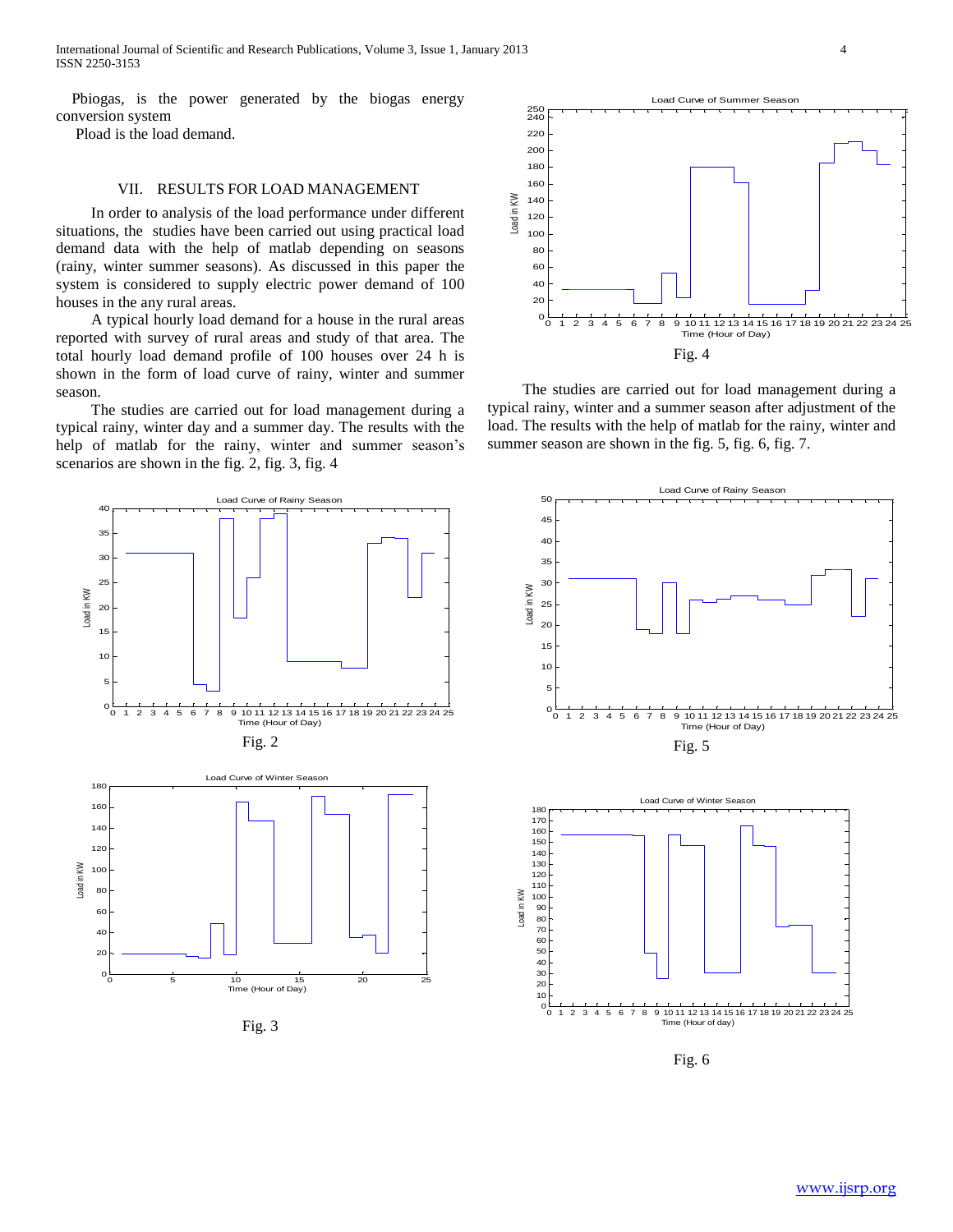Pbiogas, is the power generated by the biogas energy conversion system

Pload is the load demand.

## VII. RESULTS FOR LOAD MANAGEMENT

In order to analysis of the load performance under different situations, the studies have been carried out using practical load demand data with the help of matlab depending on seasons (rainy, winter summer seasons). As discussed in this paper the system is considered to supply electric power demand of 100 houses in the any rural areas.

A typical hourly load demand for a house in the rural areas reported with survey of rural areas and study of that area. The total hourly load demand profile of 100 houses over 24 h is shown in the form of load curve of rainy, winter and summer season.

The studies are carried out for load management during a typical rainy, winter day and a summer day. The results with the help of matlab for the rainy, winter and summer season's scenarios are shown in the fig. 2, fig. 3, fig. 4

Fig. 2

Fig. 3

Fig. 4

The studies are carried out for load management during a typical rainy, winter and a summer season after adjustment of the load. The results with the help of matlab for the rainy, winter and summer season are shown in the fig. 5, fig. 6, fig. 7.

Fig. 5

Fig. 6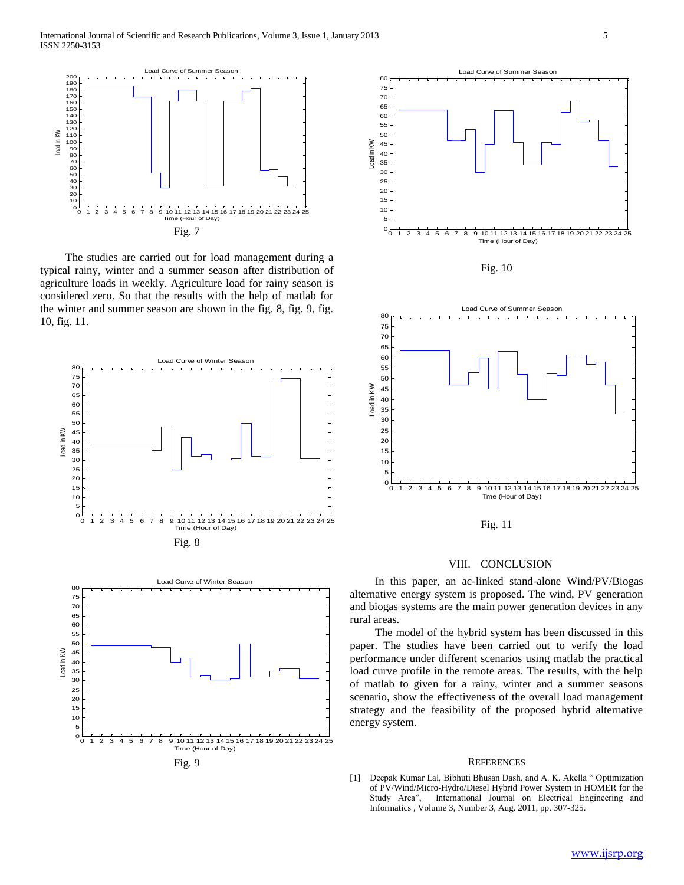Fig. 7

The studies are carried out for load management during a typical rainy, winter and a summer season after distribution of agriculture loads in weekly. Agriculture load for rainy season is considered zero. So that the results with the help of matlab for the winter and summer season are shown in the fig. 8, fig. 9, fig. 10, fig. 11.

Fig. 8

Fig. 9

Fig. 10

Fig. 11

## VIII. CONCLUSION

In this paper, an ac-linked stand-alone Wind/PV/Biogas alternative energy system is proposed. The wind, PV generation and biogas systems are the main power generation devices in any rural areas.

The model of the hybrid system has been discussed in this paper. The studies have been carried out to verify the load performance under different scenarios using matlab the practical load curve profile in the remote areas. The results, with the help of matlab to given for a rainy, winter and a summer seasons scenario, show the effectiveness of the overall load management strategy and the feasibility of the proposed hybrid alternative energy system.

## REFERENCES

[1] Deepak Kumar Lal, Bibhuti Bhusan Dash, and A. K. Akella " Optimization of PV/Wind/Micro-Hydro/Diesel Hybrid Power System in HOMER for the Study Area", International Journal on Electrical Engineering and Informatics , Volume 3, Number 3, Aug. 2011, pp. 307-325.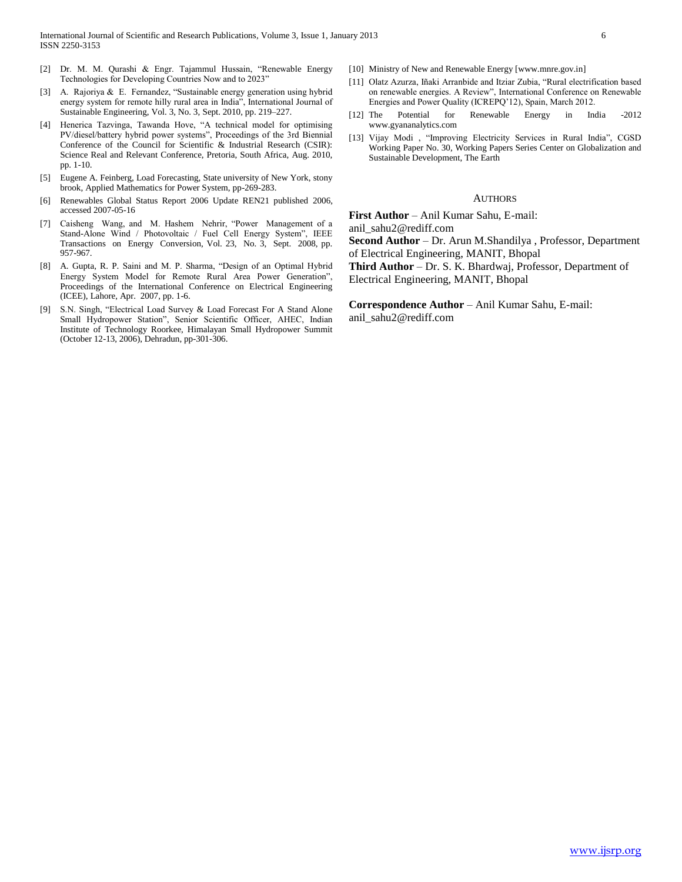[2] Dr. M. M. Qurashi & Engr. Tajammul Hussain, "Renewable Energy Technologies for Developing Countries Now and to 2023"

[3] A. Rajoriya & E. Fernandez, "Sustainable energy generation using hybrid energy system for remote hilly rural area in India", International Journal of Sustainable Engineering, Vol. 3, No. 3, Sept. 2010, pp. 219–227.

[4] Henerica Tazvinga, Tawanda Hove, "A technical model for optimising PV/diesel/battery hybrid power systems", Proceedings of the 3rd Biennial Conference of the Council for Scientific & Industrial Research (CSIR): Science Real and Relevant Conference, Pretoria, South Africa, Aug. 2010, pp. 1-10.

[5] Eugene A. Feinberg, Load Forecasting, State university of New York, stony brook, Applied Mathematics for Power System, pp-269-283.

[6] Renewables Global Status Report 2006 Update REN21 published 2006, accessed 2007-05-16

[7] Caisheng Wang, and M. Hashem Nehrir, "Power Management of a Stand-Alone Wind / Photovoltaic / Fuel Cell Energy System", IEEE Transactions on Energy Conversion, Vol. 23, No. 3, Sept. 2008, pp. 957-967.

[8] A. Gupta, R. P. Saini and M. P. Sharma, "Design of an Optimal Hybrid Energy System Model for Remote Rural Area Power Generation", Proceedings of the International Conference on Electrical Engineering (ICEE), Lahore, Apr. 2007, pp. 1-6.

[9] S.N. Singh, "Electrical Load Survey & Load Forecast For A Stand Alone Small Hydropower Station", Senior Scientific Officer, AHEC, Indian Institute of Technology Roorkee, Himalayan Small Hydropower Summit (October 12-13, 2006), Dehradun, pp-301-306.

[10] Ministry of New and Renewable Energy [www.mnre.gov.in]

[11] Olatz Azurza, Iñaki Arranbide and Itziar Zubia, "Rural electrification based on renewable energies. A Review", International Conference on Renewable Energies and Power Quality (ICREPQ'12), Spain, March 2012.

[12] The Potential for Renewable Energy in India -2012 www.gyananalytics.com

[13] Vijay Modi , "Improving Electricity Services in Rural India", CGSD Working Paper No. 30, Working Papers Series Center on Globalization and Sustainable Development, The Earth

## AUTHORS

**First Author** – Anil Kumar Sahu, E-mail: anil_sahu2@rediff.com

**Second Author** – Dr. Arun M.Shandilya , Professor, Department of Electrical Engineering, MANIT, Bhopal

**Third Author** – Dr. S. K. Bhardwaj, Professor, Department of Electrical Engineering, MANIT, Bhopal

**Correspondence Author** – Anil Kumar Sahu, E-mail: anil_sahu2@rediff.com